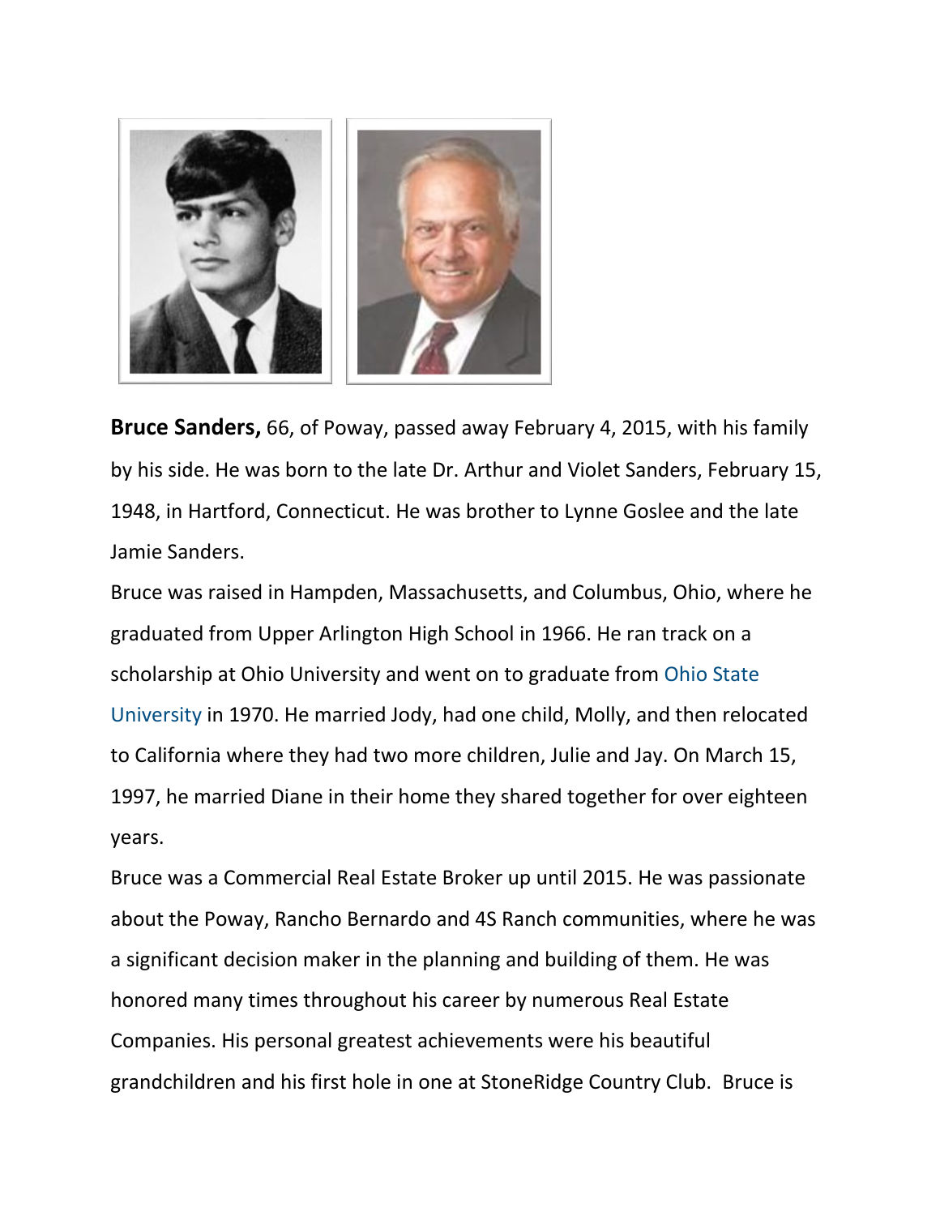**Bruce Sanders,** 66, of Poway, passed away February 4, 2015, with his family by his side. He was born to the late Dr. Arthur and Violet Sanders, February 15, 1948, in Hartford, Connecticut. He was brother to Lynne Goslee and the late Jamie Sanders.

Bruce was raised in Hampden, Massachusetts, and Columbus, Ohio, where he graduated from Upper Arlington High School in 1966. He ran track on a scholarship at Ohio University and went on to graduate from Ohio State University in 1970. He married Jody, had one child, Molly, and then relocated to California where they had two more children, Julie and Jay. On March 15, 1997, he married Diane in their home they shared together for over eighteen years.

Bruce was a Commercial Real Estate Broker up until 2015. He was passionate about the Poway, Rancho Bernardo and 4S Ranch communities, where he was a significant decision maker in the planning and building of them. He was honored many times throughout his career by numerous Real Estate Companies. His personal greatest achievements were his beautiful grandchildren and his first hole in one at StoneRidge Country Club. Bruce is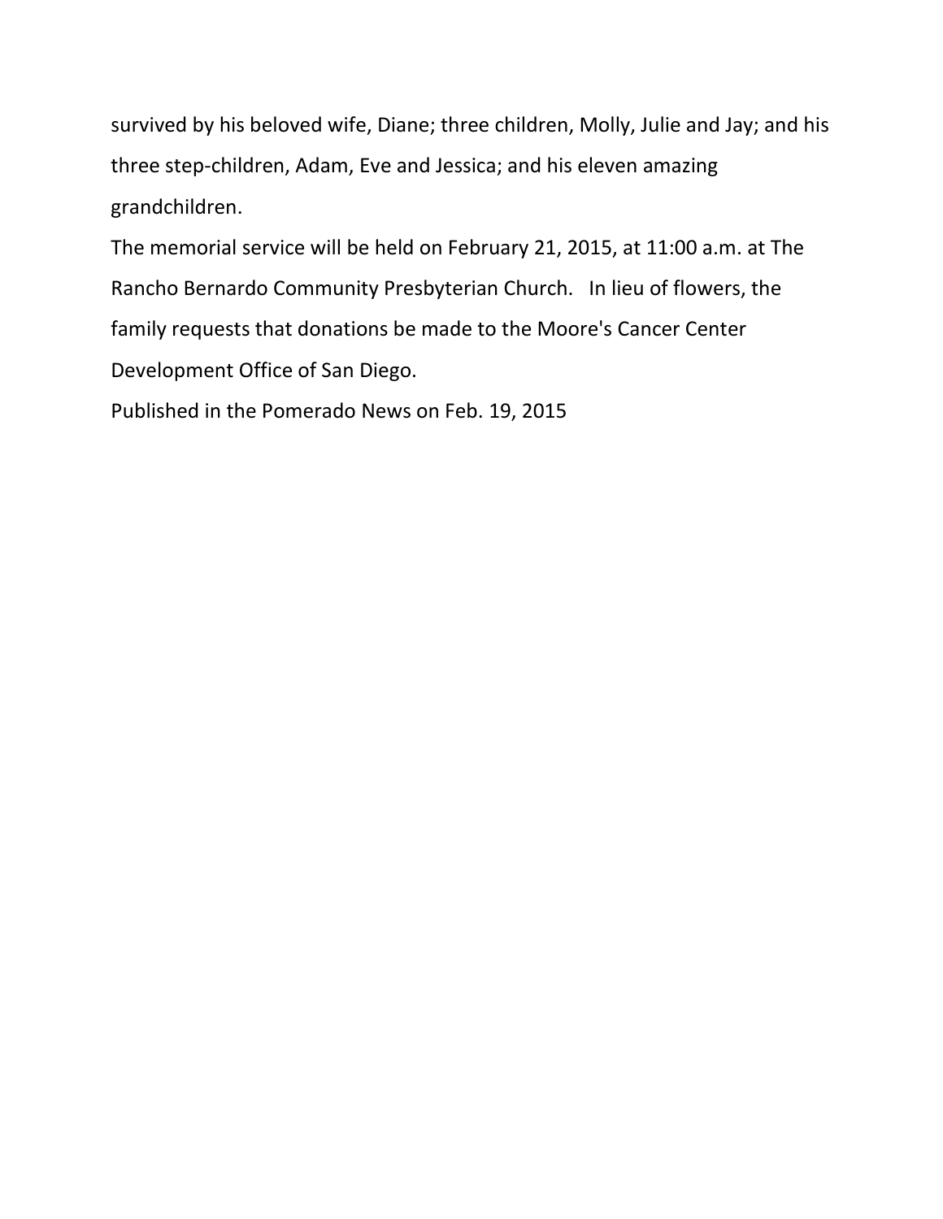survived by his beloved wife, Diane; three children, Molly, Julie and Jay; and his three step-children, Adam, Eve and Jessica; and his eleven amazing grandchildren.

The memorial service will be held on February 21, 2015, at 11:00 a.m. at The Rancho Bernardo Community Presbyterian Church. In lieu of flowers, the family requests that donations be made to the Moore's Cancer Center Development Office of San Diego.

Published in the Pomerado News on Feb. 19, 2015